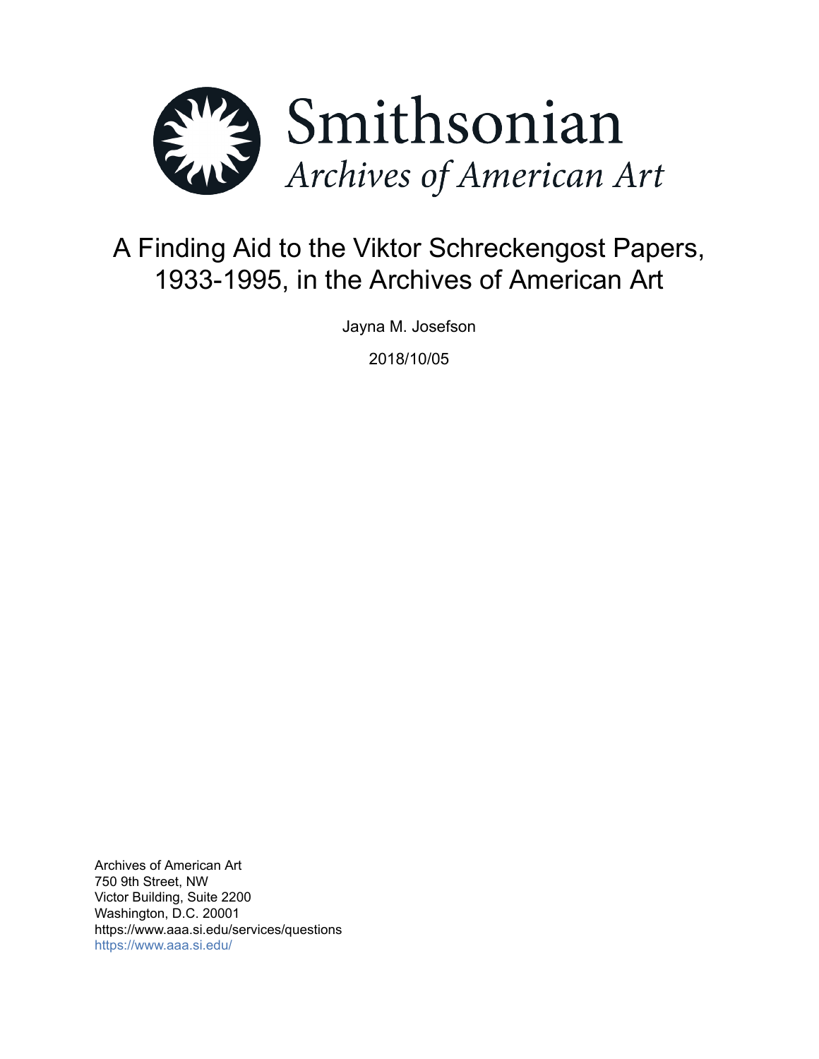# Smithsonian

*Archives of American Art*

# A Finding Aid to the Viktor Schreckengost Papers, 1933-1995, in the Archives of American Art

Jayna M. Josefson

2018/10/05

Archives of American Art
750 9th Street, NW
Victor Building, Suite 2200
Washington, D.C. 20001
https://www.aaa.si.edu/services/questions
https://www.aaa.si.edu/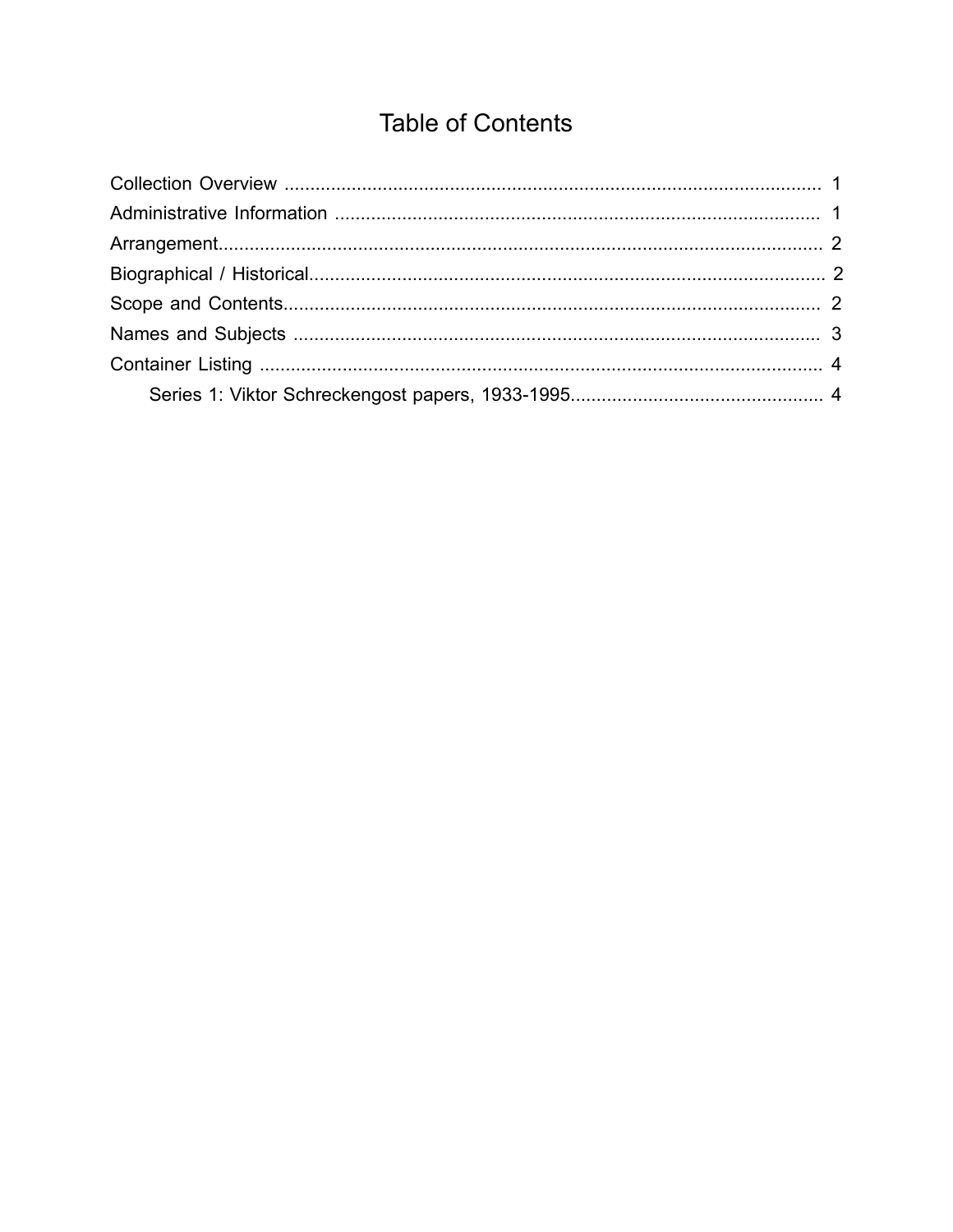# Table of Contents

Collection Overview ........................................................................................................ 1
Administrative Information .............................................................................................. 1
Arrangement..................................................................................................................... 2
Biographical / Historical.................................................................................................... 2
Scope and Contents........................................................................................................ 2
Names and Subjects ....................................................................................................... 3
Container Listing .............................................................................................................. 4
    Series 1: Viktor Schreckengost papers, 1933-1995................................................. 4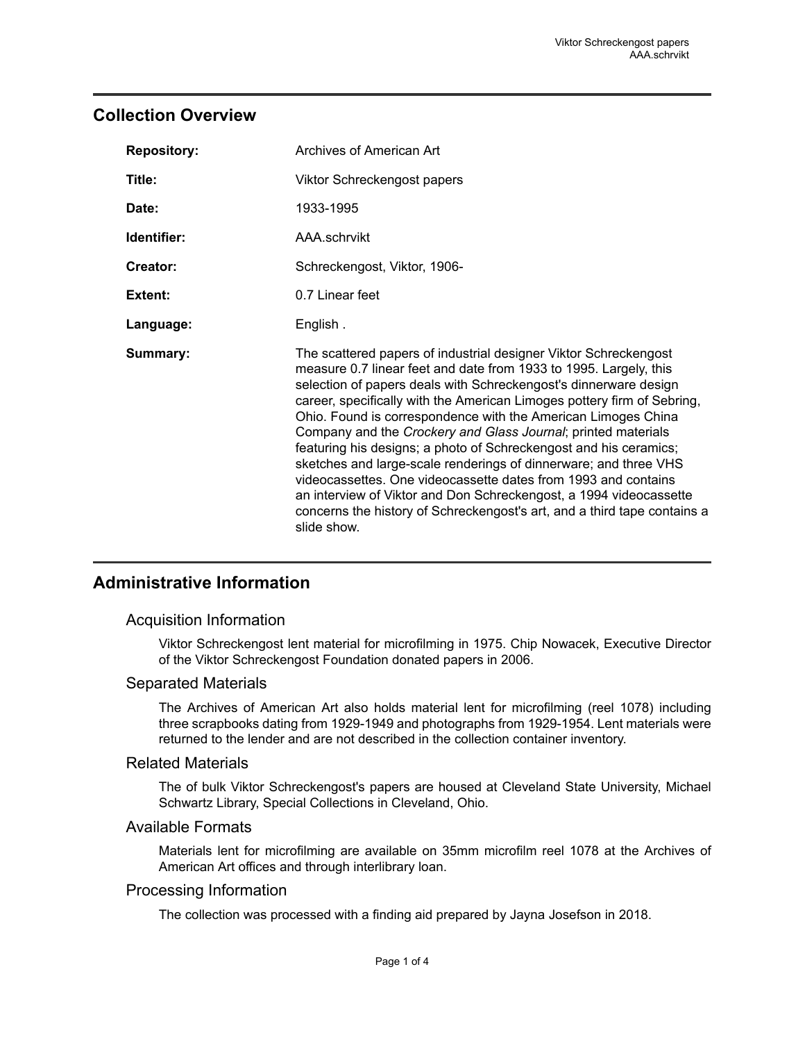## Collection Overview

| | |
|---|---|
| **Repository:** | Archives of American Art |
| **Title:** | Viktor Schreckengost papers |
| **Date:** | 1933-1995 |
| **Identifier:** | AAA.schrvikt |
| **Creator:** | Schreckengost, Viktor, 1906- |
| **Extent:** | 0.7 Linear feet |
| **Language:** | English . |
| **Summary:** | The scattered papers of industrial designer Viktor Schreckengost measure 0.7 linear feet and date from 1933 to 1995. Largely, this selection of papers deals with Schreckengost's dinnerware design career, specifically with the American Limoges pottery firm of Sebring, Ohio. Found is correspondence with the American Limoges China Company and the *Crockery and Glass Journal*; printed materials featuring his designs; a photo of Schreckengost and his ceramics; sketches and large-scale renderings of dinnerware; and three VHS videocassettes. One videocassette dates from 1993 and contains an interview of Viktor and Don Schreckengost, a 1994 videocassette concerns the history of Schreckengost's art, and a third tape contains a slide show. |

## Administrative Information

### Acquisition Information

Viktor Schreckengost lent material for microfilming in 1975. Chip Nowacek, Executive Director of the Viktor Schreckengost Foundation donated papers in 2006.

### Separated Materials

The Archives of American Art also holds material lent for microfilming (reel 1078) including three scrapbooks dating from 1929-1949 and photographs from 1929-1954. Lent materials were returned to the lender and are not described in the collection container inventory.

### Related Materials

The of bulk Viktor Schreckengost's papers are housed at Cleveland State University, Michael Schwartz Library, Special Collections in Cleveland, Ohio.

### Available Formats

Materials lent for microfilming are available on 35mm microfilm reel 1078 at the Archives of American Art offices and through interlibrary loan.

### Processing Information

The collection was processed with a finding aid prepared by Jayna Josefson in 2018.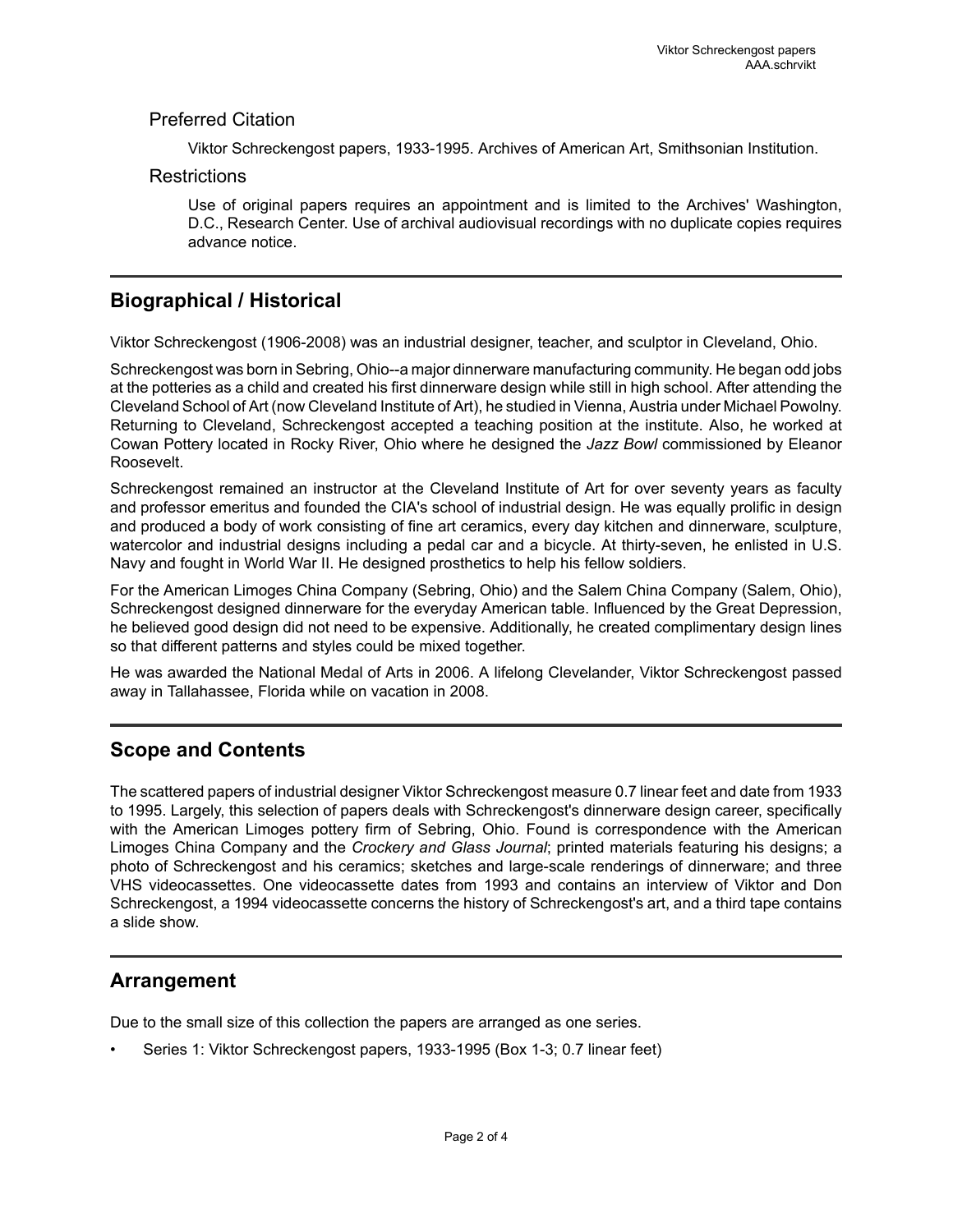### Preferred Citation

Viktor Schreckengost papers, 1933-1995. Archives of American Art, Smithsonian Institution.

### Restrictions

Use of original papers requires an appointment and is limited to the Archives' Washington, D.C., Research Center. Use of archival audiovisual recordings with no duplicate copies requires advance notice.

## Biographical / Historical

Viktor Schreckengost (1906-2008) was an industrial designer, teacher, and sculptor in Cleveland, Ohio.

Schreckengost was born in Sebring, Ohio--a major dinnerware manufacturing community. He began odd jobs at the potteries as a child and created his first dinnerware design while still in high school. After attending the Cleveland School of Art (now Cleveland Institute of Art), he studied in Vienna, Austria under Michael Powolny. Returning to Cleveland, Schreckengost accepted a teaching position at the institute. Also, he worked at Cowan Pottery located in Rocky River, Ohio where he designed the *Jazz Bowl* commissioned by Eleanor Roosevelt.

Schreckengost remained an instructor at the Cleveland Institute of Art for over seventy years as faculty and professor emeritus and founded the CIA's school of industrial design. He was equally prolific in design and produced a body of work consisting of fine art ceramics, every day kitchen and dinnerware, sculpture, watercolor and industrial designs including a pedal car and a bicycle. At thirty-seven, he enlisted in U.S. Navy and fought in World War II. He designed prosthetics to help his fellow soldiers.

For the American Limoges China Company (Sebring, Ohio) and the Salem China Company (Salem, Ohio), Schreckengost designed dinnerware for the everyday American table. Influenced by the Great Depression, he believed good design did not need to be expensive. Additionally, he created complimentary design lines so that different patterns and styles could be mixed together.

He was awarded the National Medal of Arts in 2006. A lifelong Clevelander, Viktor Schreckengost passed away in Tallahassee, Florida while on vacation in 2008.

## Scope and Contents

The scattered papers of industrial designer Viktor Schreckengost measure 0.7 linear feet and date from 1933 to 1995. Largely, this selection of papers deals with Schreckengost's dinnerware design career, specifically with the American Limoges pottery firm of Sebring, Ohio. Found is correspondence with the American Limoges China Company and the *Crockery and Glass Journal*; printed materials featuring his designs; a photo of Schreckengost and his ceramics; sketches and large-scale renderings of dinnerware; and three VHS videocassettes. One videocassette dates from 1993 and contains an interview of Viktor and Don Schreckengost, a 1994 videocassette concerns the history of Schreckengost's art, and a third tape contains a slide show.

## Arrangement

Due to the small size of this collection the papers are arranged as one series.

- Series 1: Viktor Schreckengost papers, 1933-1995 (Box 1-3; 0.7 linear feet)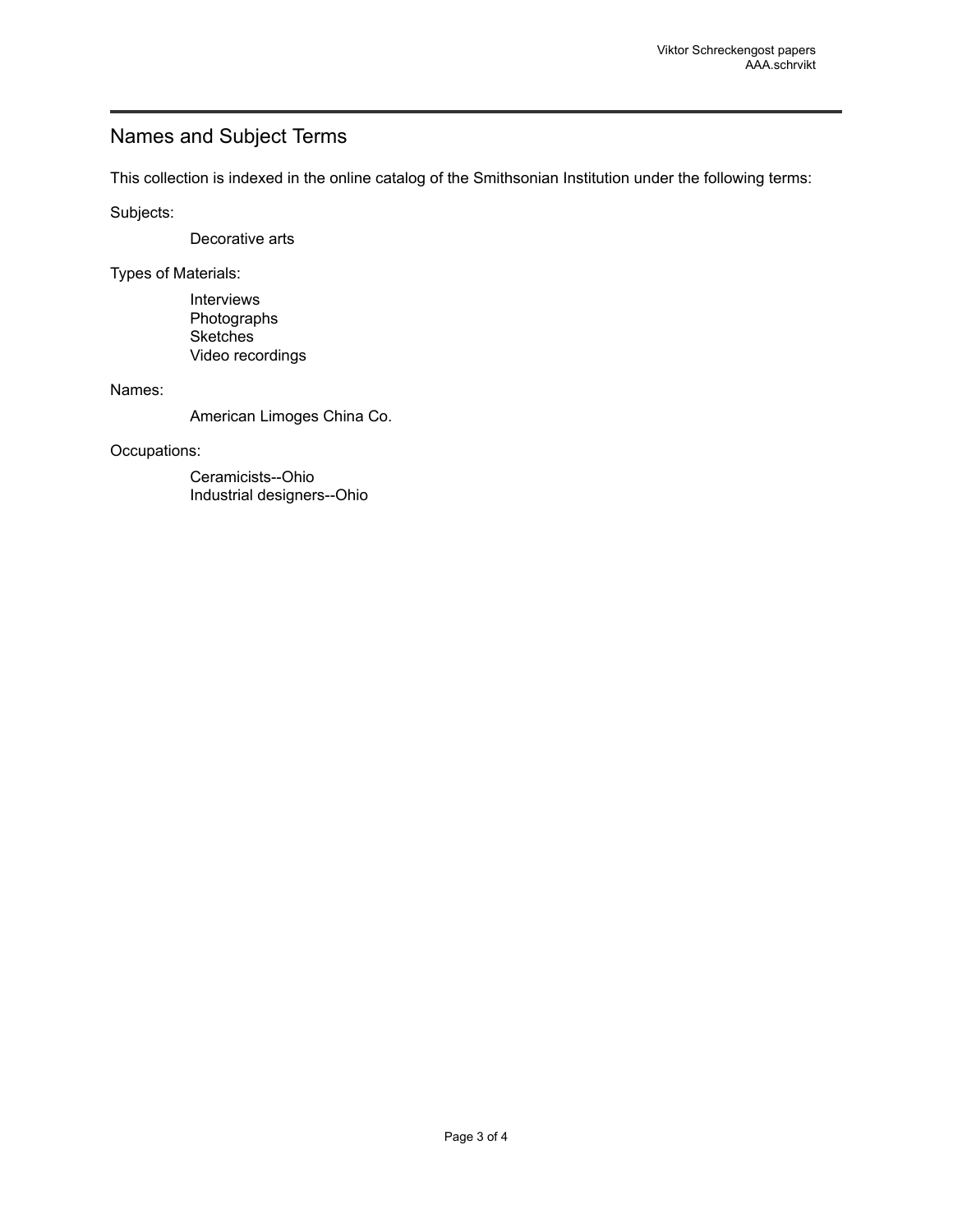## Names and Subject Terms

This collection is indexed in the online catalog of the Smithsonian Institution under the following terms:

Subjects:

- Decorative arts

Types of Materials:

- Interviews
- Photographs
- Sketches
- Video recordings

Names:

- American Limoges China Co.

Occupations:

- Ceramicists--Ohio
- Industrial designers--Ohio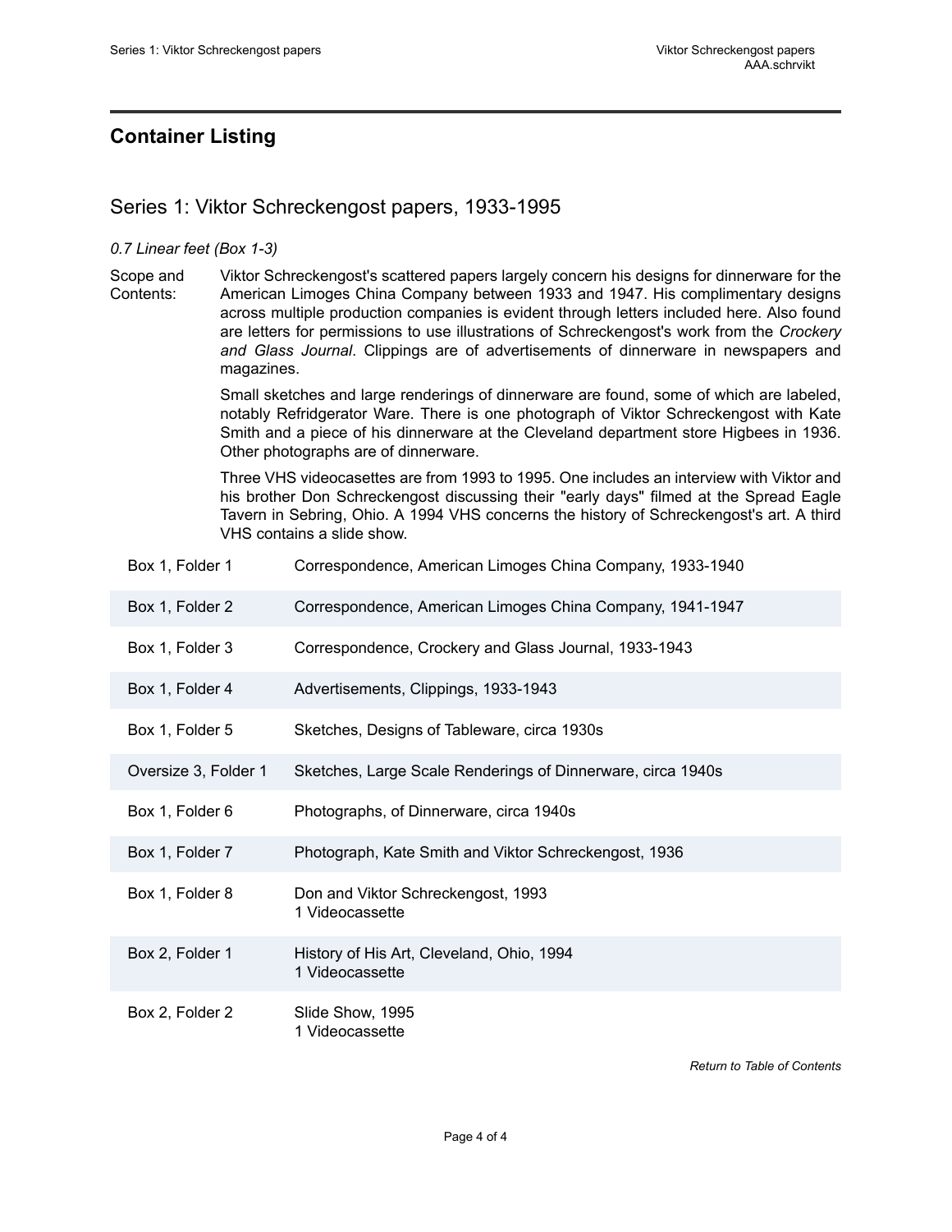## Container Listing

### Series 1: Viktor Schreckengost papers, 1933-1995

*0.7 Linear feet (Box 1-3)*

Scope and Contents: Viktor Schreckengost's scattered papers largely concern his designs for dinnerware for the American Limoges China Company between 1933 and 1947. His complimentary designs across multiple production companies is evident through letters included here. Also found are letters for permissions to use illustrations of Schreckengost's work from the *Crockery and Glass Journal*. Clippings are of advertisements of dinnerware in newspapers and magazines.

Small sketches and large renderings of dinnerware are found, some of which are labeled, notably Refridgerator Ware. There is one photograph of Viktor Schreckengost with Kate Smith and a piece of his dinnerware at the Cleveland department store Higbees in 1936. Other photographs are of dinnerware.

Three VHS videocassettes are from 1993 to 1995. One includes an interview with Viktor and his brother Don Schreckengost discussing their "early days" filmed at the Spread Eagle Tavern in Sebring, Ohio. A 1994 VHS concerns the history of Schreckengost's art. A third VHS contains a slide show.

| | |
|---|---|
| Box 1, Folder 1 | Correspondence, American Limoges China Company, 1933-1940 |
| Box 1, Folder 2 | Correspondence, American Limoges China Company, 1941-1947 |
| Box 1, Folder 3 | Correspondence, Crockery and Glass Journal, 1933-1943 |
| Box 1, Folder 4 | Advertisements, Clippings, 1933-1943 |
| Box 1, Folder 5 | Sketches, Designs of Tableware, circa 1930s |
| Oversize 3, Folder 1 | Sketches, Large Scale Renderings of Dinnerware, circa 1940s |
| Box 1, Folder 6 | Photographs, of Dinnerware, circa 1940s |
| Box 1, Folder 7 | Photograph, Kate Smith and Viktor Schreckengost, 1936 |
| Box 1, Folder 8 | Don and Viktor Schreckengost, 1993<br>1 Videocassette |
| Box 2, Folder 1 | History of His Art, Cleveland, Ohio, 1994<br>1 Videocassette |
| Box 2, Folder 2 | Slide Show, 1995<br>1 Videocassette |

*Return to Table of Contents*